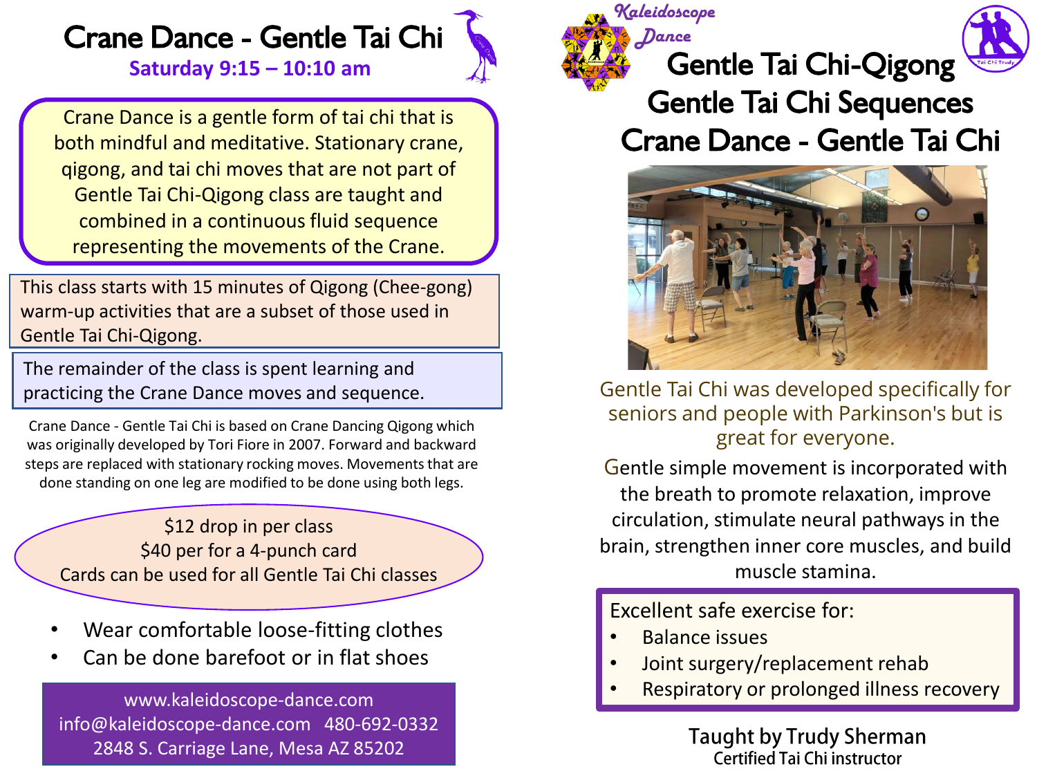# Crane Dance - Gentle Tai Chi

**Saturday 9:15 – 10:10 am**

Crane Dance is a gentle form of tai chi that is both mindful and meditative. Stationary crane, qigong, and tai chi moves that are not part of Gentle Tai Chi-Qigong class are taught and combined in a continuous fluid sequence representing the movements of the Crane.

This class starts with 15 minutes of Qigong (Chee-gong) warm-up activities that are a subset of those used in Gentle Tai Chi-Qigong.

The remainder of the class is spent learning and practicing the Crane Dance moves and sequence.

Crane Dance - Gentle Tai Chi is based on Crane Dancing Qigong which was originally developed by Tori Fiore in 2007. Forward and backward steps are replaced with stationary rocking moves. Movements that are done standing on one leg are modified to be done using both legs.

$12 drop in per class
$40 per for a 4-punch card
Cards can be used for all Gentle Tai Chi classes

- Wear comfortable loose-fitting clothes
- Can be done barefoot or in flat shoes

www.kaleidoscope-dance.com
info@kaleidoscope-dance.com 480-692-0332
2848 S. Carriage Lane, Mesa AZ 85202

Kaleidoscope Dance

# Gentle Tai Chi-Qigong
# Gentle Tai Chi Sequences
# Crane Dance - Gentle Tai Chi

Gentle Tai Chi was developed specifically for seniors and people with Parkinson's but is great for everyone.

Gentle simple movement is incorporated with the breath to promote relaxation, improve circulation, stimulate neural pathways in the brain, strengthen inner core muscles, and build muscle stamina.

Excellent safe exercise for:

- Balance issues
- Joint surgery/replacement rehab
- Respiratory or prolonged illness recovery

**Taught by Trudy Sherman**
Certified Tai Chi instructor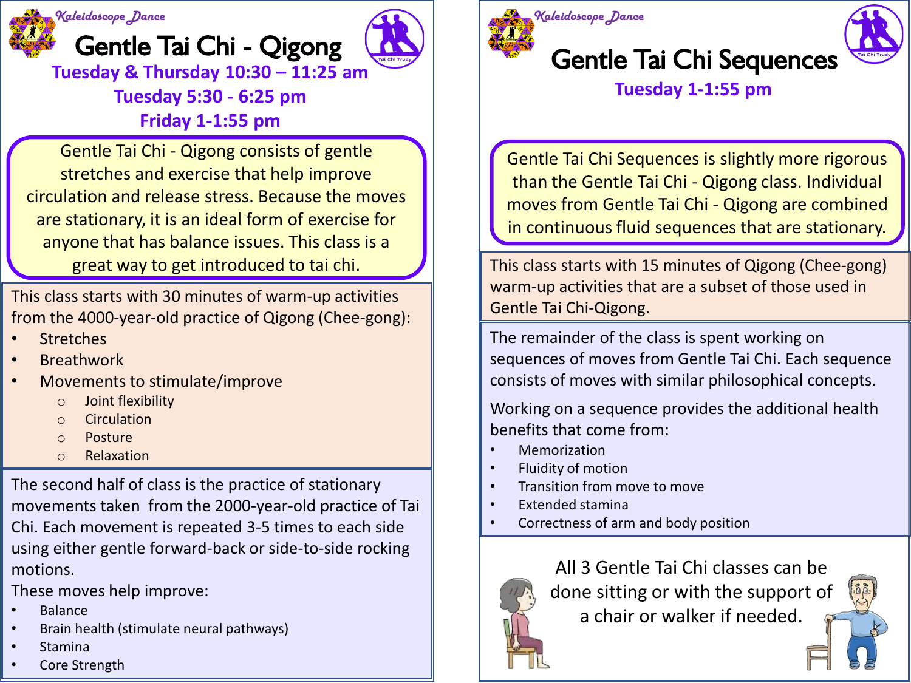*Kaleidoscope Dance*

# Gentle Tai Chi - Qigong

**Tuesday & Thursday 10:30 – 11:25 am**

**Tuesday 5:30 - 6:25 pm**

**Friday 1-1:55 pm**

Gentle Tai Chi - Qigong consists of gentle stretches and exercise that help improve circulation and release stress. Because the moves are stationary, it is an ideal form of exercise for anyone that has balance issues. This class is a great way to get introduced to tai chi.

This class starts with 30 minutes of warm-up activities from the 4000-year-old practice of Qigong (Chee-gong):

- Stretches
- Breathwork
- Movements to stimulate/improve
  - Joint flexibility
  - Circulation
  - Posture
  - Relaxation

The second half of class is the practice of stationary movements taken from the 2000-year-old practice of Tai Chi. Each movement is repeated 3-5 times to each side using either gentle forward-back or side-to-side rocking motions.

These moves help improve:

- Balance
- Brain health (stimulate neural pathways)
- Stamina
- Core Strength

*Kaleidoscope Dance*

# Gentle Tai Chi Sequences

**Tuesday 1-1:55 pm**

Gentle Tai Chi Sequences is slightly more rigorous than the Gentle Tai Chi - Qigong class. Individual moves from Gentle Tai Chi - Qigong are combined in continuous fluid sequences that are stationary.

This class starts with 15 minutes of Qigong (Chee-gong) warm-up activities that are a subset of those used in Gentle Tai Chi-Qigong.

The remainder of the class is spent working on sequences of moves from Gentle Tai Chi. Each sequence consists of moves with similar philosophical concepts.

Working on a sequence provides the additional health benefits that come from:

- Memorization
- Fluidity of motion
- Transition from move to move
- Extended stamina
- Correctness of arm and body position

All 3 Gentle Tai Chi classes can be done sitting or with the support of a chair or walker if needed.